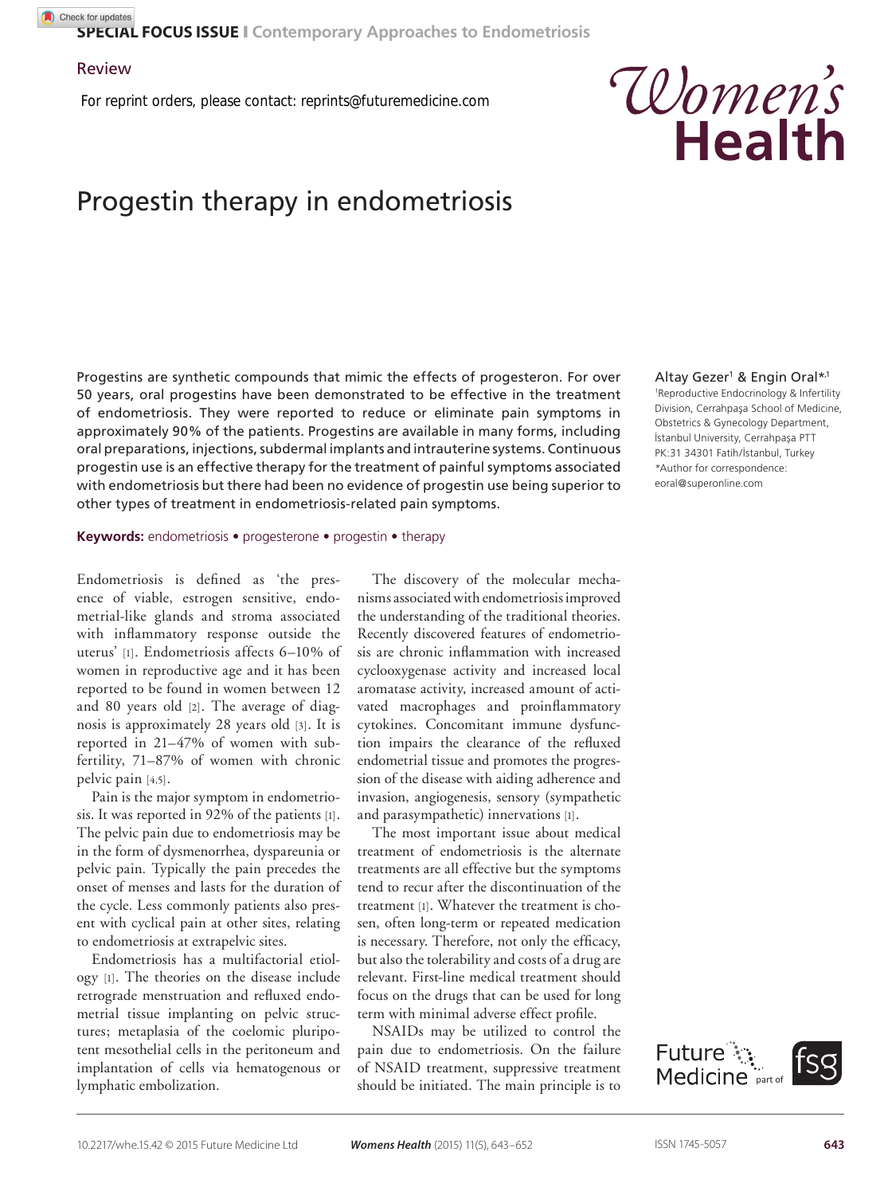SPECIAL FOCUS ISSUE I Contemporary Approaches to Endometriosis

Review

For reprint orders, please contact: reprints@futuremedicine.com

# Progestin therapy in endometriosis

Altay Gezer[1] & Engin Oral*[,1]

[1]Reproductive Endocrinology & Infertility Division, Cerrahpaşa School of Medicine, Obstetrics & Gynecology Department, İstanbul University, Cerrahpaşa PTT PK:31 34301 Fatih/İstanbul, Turkey

*Author for correspondence: eoral@superonline.com

Progestins are synthetic compounds that mimic the effects of progesteron. For over 50 years, oral progestins have been demonstrated to be effective in the treatment of endometriosis. They were reported to reduce or eliminate pain symptoms in approximately 90% of the patients. Progestins are available in many forms, including oral preparations, injections, subdermal implants and intrauterine systems. Continuous progestin use is an effective therapy for the treatment of painful symptoms associated with endometriosis but there had been no evidence of progestin use being superior to other types of treatment in endometriosis-related pain symptoms.

**Keywords:** endometriosis • progesterone • progestin • therapy

Endometriosis is defined as 'the presence of viable, estrogen sensitive, endometrial-like glands and stroma associated with inflammatory response outside the uterus' [1]. Endometriosis affects 6–10% of women in reproductive age and it has been reported to be found in women between 12 and 80 years old [2]. The average of diagnosis is approximately 28 years old [3]. It is reported in 21–47% of women with subfertility, 71–87% of women with chronic pelvic pain [4,5].

Pain is the major symptom in endometriosis. It was reported in 92% of the patients [1]. The pelvic pain due to endometriosis may be in the form of dysmenorrhea, dyspareunia or pelvic pain. Typically the pain precedes the onset of menses and lasts for the duration of the cycle. Less commonly patients also present with cyclical pain at other sites, relating to endometriosis at extrapelvic sites.

Endometriosis has a multifactorial etiology [1]. The theories on the disease include retrograde menstruation and refluxed endometrial tissue implanting on pelvic structures; metaplasia of the coelomic pluripotent mesothelial cells in the peritoneum and implantation of cells via hematogenous or lymphatic embolization.

The discovery of the molecular mechanisms associated with endometriosis improved the understanding of the traditional theories. Recently discovered features of endometriosis are chronic inflammation with increased cyclooxygenase activity and increased local aromatase activity, increased amount of activated macrophages and proinflammatory cytokines. Concomitant immune dysfunction impairs the clearance of the refluxed endometrial tissue and promotes the progression of the disease with aiding adherence and invasion, angiogenesis, sensory (sympathetic and parasympathetic) innervations [1].

The most important issue about medical treatment of endometriosis is the alternate treatments are all effective but the symptoms tend to recur after the discontinuation of the treatment [1]. Whatever the treatment is chosen, often long-term or repeated medication is necessary. Therefore, not only the efficacy, but also the tolerability and costs of a drug are relevant. First-line medical treatment should focus on the drugs that can be used for long term with minimal adverse effect profile.

NSAIDs may be utilized to control the pain due to endometriosis. On the failure of NSAID treatment, suppressive treatment should be initiated. The main principle is to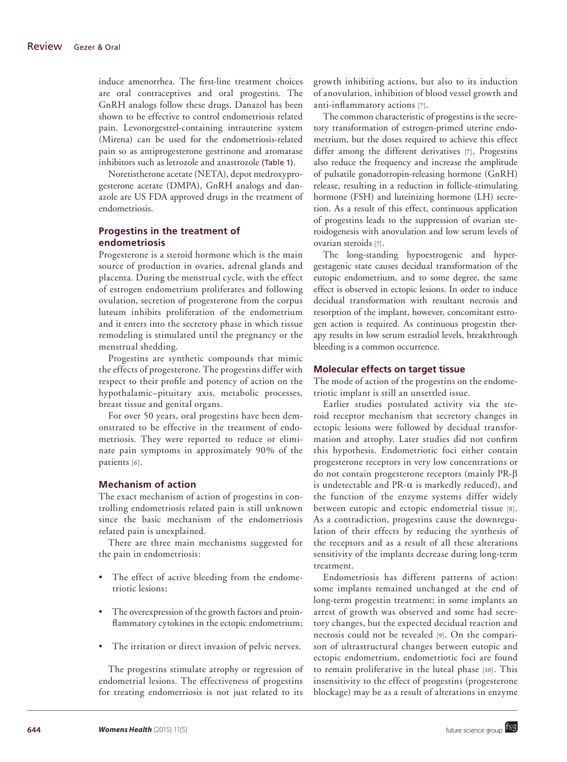induce amenorrhea. The first-line treatment choices are oral contraceptives and oral progestins. The GnRH analogs follow these drugs. Danazol has been shown to be effective to control endometriosis related pain. Levonorgestrel-containing intrauterine system (Mirena) can be used for the endometriosis-related pain so as antiprogesterone gestrinone and aromatase inhibitors such as letrozole and anastrozole (Table 1).

Noretistherone acetate (NETA), depot medroxyprogesterone acetate (DMPA), GnRH analogs and danazole are US FDA approved drugs in the treatment of endometriosis.

## Progestins in the treatment of endometriosis

Progesterone is a steroid hormone which is the main source of production in ovaries, adrenal glands and placenta. During the menstrual cycle, with the effect of estrogen endometrium proliferates and following ovulation, secretion of progesterone from the corpus luteum inhibits proliferation of the endometrium and it enters into the secretory phase in which tissue remodeling is stimulated until the pregnancy or the menstrual shedding.

Progestins are synthetic compounds that mimic the effects of progesterone. The progestins differ with respect to their profile and potency of action on the hypothalamic–pituitary axis, metabolic processes, breast tissue and genital organs.

For over 50 years, oral progestins have been demonstrated to be effective in the treatment of endometriosis. They were reported to reduce or eliminate pain symptoms in approximately 90% of the patients [6].

### Mechanism of action

The exact mechanism of action of progestins in controlling endometriosis related pain is still unknown since the basic mechanism of the endometriosis related pain is unexplained.

There are three main mechanisms suggested for the pain in endometriosis:

- The effect of active bleeding from the endometriotic lesions;
- The overexpression of the growth factors and proinflammatory cytokines in the ectopic endometrium;
- The irritation or direct invasion of pelvic nerves.

The progestins stimulate atrophy or regression of endometrial lesions. The effectiveness of progestins for treating endometriosis is not just related to its growth inhibiting actions, but also to its induction of anovulation, inhibition of blood vessel growth and anti-inflammatory actions [7].

The common characteristic of progestins is the secretory transformation of estrogen-primed uterine endometrium, but the doses required to achieve this effect differ among the different derivatives [7]. Progestins also reduce the frequency and increase the amplitude of pulsatile gonadotropin-releasing hormone (GnRH) release, resulting in a reduction in follicle-stimulating hormone (FSH) and luteinizing hormone (LH) secretion. As a result of this effect, continuous application of progestins leads to the suppression of ovarian steroidogenesis with anovulation and low serum levels of ovarian steroids [7].

The long-standing hypoestrogenic and hypergestagenic state causes decidual transformation of the eutopic endometrium, and to some degree, the same effect is observed in ectopic lesions. In order to induce decidual transformation with resultant necrosis and resorption of the implant, however, concomitant estrogen action is required. As continuous progestin therapy results in low serum estradiol levels, breakthrough bleeding is a common occurrence.

### Molecular effects on target tissue

The mode of action of the progestins on the endometriotic implant is still an unsettled issue.

Earlier studies postulated activity via the steroid receptor mechanism that secretory changes in ectopic lesions were followed by decidual transformation and atrophy. Later studies did not confirm this hypothesis. Endometriotic foci either contain progesterone receptors in very low concentrations or do not contain progesterone receptors (mainly PR-$\beta$ is undetectable and PR-$\alpha$ is markedly reduced), and the function of the enzyme systems differ widely between eutopic and ectopic endometrial tissue [8]. As a contradiction, progestins cause the downregulation of their effects by reducing the synthesis of the receptors and as a result of all these alterations sensitivity of the implants decrease during long-term treatment.

Endometriosis has different patterns of action: some implants remained unchanged at the end of long-term progestin treatment; in some implants an arrest of growth was observed and some had secretory changes, but the expected decidual reaction and necrosis could not be revealed [9]. On the comparison of ultrastructural changes between eutopic and ectopic endometrium, endometriotic foci are found to remain proliferative in the luteal phase [10]. This insensitivity to the effect of progestins (progesterone blockage) may be as a result of alterations in enzyme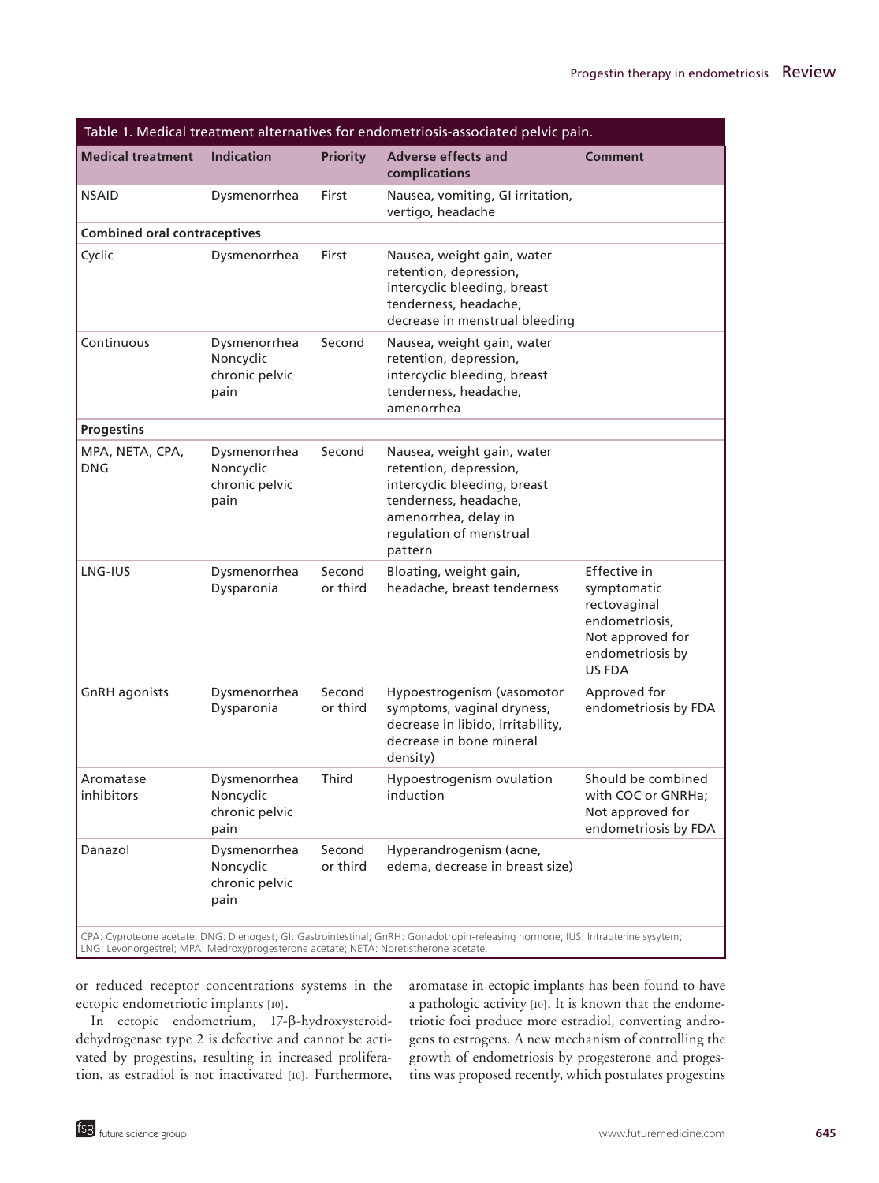Table 1. Medical treatment alternatives for endometriosis-associated pelvic pain.

| Medical treatment | Indication | Priority | Adverse effects and complications | Comment |
|---|---|---|---|---|
| NSAID | Dysmenorrhea | First | Nausea, vomiting, GI irritation, vertigo, headache | |
| **Combined oral contraceptives** | | | | |
| Cyclic | Dysmenorrhea | First | Nausea, weight gain, water retention, depression, intercyclic bleeding, breast tenderness, headache, decrease in menstrual bleeding | |
| Continuous | Dysmenorrhea Noncyclic chronic pelvic pain | Second | Nausea, weight gain, water retention, depression, intercyclic bleeding, breast tenderness, headache, amenorrhea | |
| **Progestins** | | | | |
| MPA, NETA, CPA, DNG | Dysmenorrhea Noncyclic chronic pelvic pain | Second | Nausea, weight gain, water retention, depression, intercyclic bleeding, breast tenderness, headache, amenorrhea, delay in regulation of menstrual pattern | |
| LNG-IUS | Dysmenorrhea Dysparonia | Second or third | Bloating, weight gain, headache, breast tenderness | Effective in symptomatic rectovaginal endometriosis, Not approved for endometriosis by US FDA |
| GnRH agonists | Dysmenorrhea Dysparonia | Second or third | Hypoestrogenism (vasomotor symptoms, vaginal dryness, decrease in libido, irritability, decrease in bone mineral density) | Approved for endometriosis by FDA |
| Aromatase inhibitors | Dysmenorrhea Noncyclic chronic pelvic pain | Third | Hypoestrogenism ovulation induction | Should be combined with COC or GNRHa; Not approved for endometriosis by FDA |
| Danazol | Dysmenorrhea Noncyclic chronic pelvic pain | Second or third | Hyperandrogenism (acne, edema, decrease in breast size) | |

CPA: Cyproteone acetate; DNG: Dienogest; GI: Gastrointestinal; GnRH: Gonadotropin-releasing hormone; IUS: Intrauterine sysytem; LNG: Levonorgestrel; MPA: Medroxyprogesterone acetate; NETA: Noretistherone acetate.

or reduced receptor concentrations systems in the ectopic endometriotic implants [10].

In ectopic endometrium, 17-β-hydroxysteroid-dehydrogenase type 2 is defective and cannot be activated by progestins, resulting in increased proliferation, as estradiol is not inactivated [10]. Furthermore, aromatase in ectopic implants has been found to have a pathologic activity [10]. It is known that the endometriotic foci produce more estradiol, converting androgens to estrogens. A new mechanism of controlling the growth of endometriosis by progesterone and progestins was proposed recently, which postulates progestins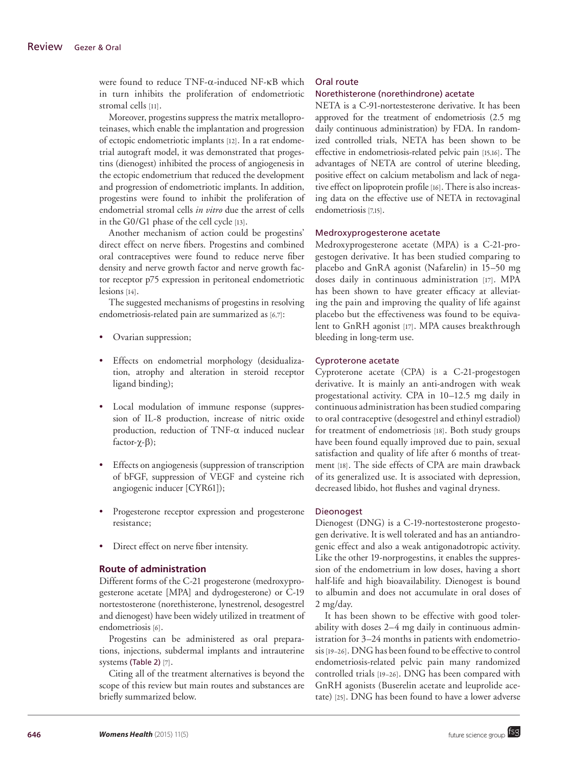were found to reduce TNF-α-induced NF-κB which in turn inhibits the proliferation of endometriotic stromal cells [11].

Moreover, progestins suppress the matrix metalloproteinases, which enable the implantation and progression of ectopic endometriotic implants [12]. In a rat endometrial autograft model, it was demonstrated that progestins (dienogest) inhibited the process of angiogenesis in the ectopic endometrium that reduced the development and progression of endometriotic implants. In addition, progestins were found to inhibit the proliferation of endometrial stromal cells *in vitro* due the arrest of cells in the G0/G1 phase of the cell cycle [13].

Another mechanism of action could be progestins' direct effect on nerve fibers. Progestins and combined oral contraceptives were found to reduce nerve fiber density and nerve growth factor and nerve growth factor receptor p75 expression in peritoneal endometriotic lesions [14].

The suggested mechanisms of progestins in resolving endometriosis-related pain are summarized as [6,7]:

- Ovarian suppression;
- Effects on endometrial morphology (desidualization, atrophy and alteration in steroid receptor ligand binding);
- Local modulation of immune response (suppression of IL-8 production, increase of nitric oxide production, reduction of TNF-α induced nuclear factor-χ-β);
- Effects on angiogenesis (suppression of transcription of bFGF, suppression of VEGF and cysteine rich angiogenic inducer [CYR61]);
- Progesterone receptor expression and progesterone resistance;
- Direct effect on nerve fiber intensity.

## Route of administration

Different forms of the C-21 progesterone (medroxyprogesterone acetate [MPA] and dydrogesterone) or C-19 nortestosterone (norethisterone, lynestrenol, desogestrel and dienogest) have been widely utilized in treatment of endometriosis [6].

Progestins can be administered as oral preparations, injections, subdermal implants and intrauterine systems (Table 2) [7].

Citing all of the treatment alternatives is beyond the scope of this review but main routes and substances are briefly summarized below.

### Oral route

#### Norethisterone (norethindrone) acetate

NETA is a C-91-nortestesterone derivative. It has been approved for the treatment of endometriosis (2.5 mg daily continuous administration) by FDA. In randomized controlled trials, NETA has been shown to be effective in endometriosis-related pelvic pain [15,16]. The advantages of NETA are control of uterine bleeding, positive effect on calcium metabolism and lack of negative effect on lipoprotein profile [16]. There is also increasing data on the effective use of NETA in rectovaginal endometriosis [7,15].

#### Medroxyprogesterone acetate

Medroxyprogesterone acetate (MPA) is a C-21-progestogen derivative. It has been studied comparing to placebo and GnRA agonist (Nafarelin) in 15–50 mg doses daily in continuous administration [17]. MPA has been shown to have greater efficacy at alleviating the pain and improving the quality of life against placebo but the effectiveness was found to be equivalent to GnRH agonist [17]. MPA causes breakthrough bleeding in long-term use.

#### Cyproterone acetate

Cyproterone acetate (CPA) is a C-21-progestogen derivative. It is mainly an anti-androgen with weak progestational activity. CPA in 10–12.5 mg daily in continuous administration has been studied comparing to oral contraceptive (desogestrel and ethinyl estradiol) for treatment of endometriosis [18]. Both study groups have been found equally improved due to pain, sexual satisfaction and quality of life after 6 months of treatment [18]. The side effects of CPA are main drawback of its generalized use. It is associated with depression, decreased libido, hot flushes and vaginal dryness.

#### Dieonogest

Dienogest (DNG) is a C-19-nortestosterone progestogen derivative. It is well tolerated and has an antiandrogenic effect and also a weak antigonadotropic activity. Like the other 19-norprogestins, it enables the suppression of the endometrium in low doses, having a short half-life and high bioavailability. Dienogest is bound to albumin and does not accumulate in oral doses of 2 mg/day.

It has been shown to be effective with good tolerability with doses 2–4 mg daily in continuous administration for 3–24 months in patients with endometriosis [19–26]. DNG has been found to be effective to control endometriosis-related pelvic pain many randomized controlled trials [19–26]. DNG has been compared with GnRH agonists (Buserelin acetate and leuprolide acetate) [25]. DNG has been found to have a lower adverse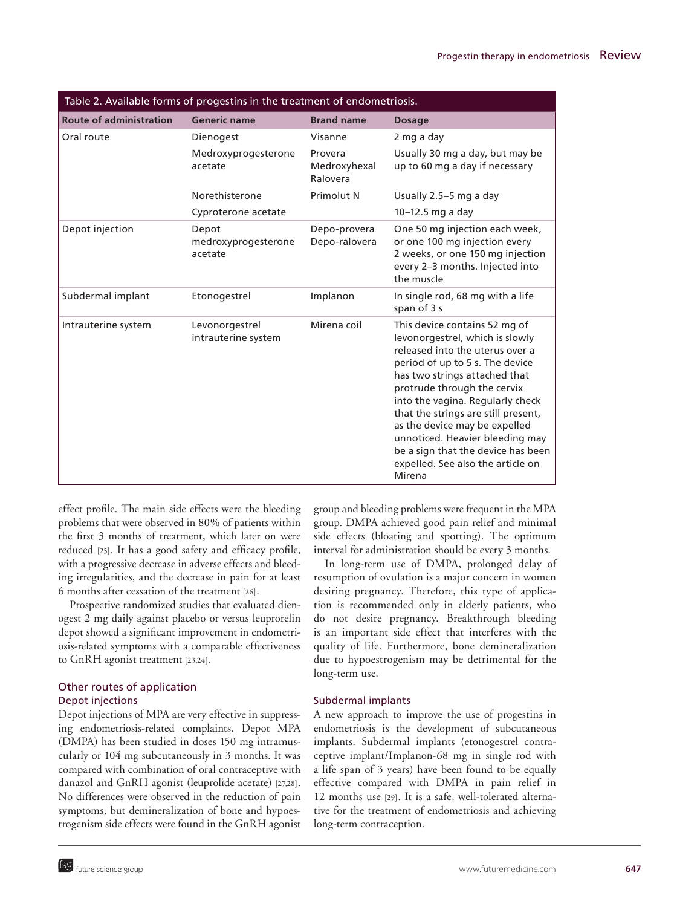Table 2. Available forms of progestins in the treatment of endometriosis.

| Route of administration | Generic name | Brand name | Dosage |
|---|---|---|---|
| Oral route | Dienogest | Visanne | 2 mg a day |
| | Medroxyprogesterone acetate | Provera Medroxyhexal Ralovera | Usually 30 mg a day, but may be up to 60 mg a day if necessary |
| | Norethisterone | Primolut N | Usually 2.5–5 mg a day |
| | Cyproterone acetate | | 10–12.5 mg a day |
| Depot injection | Depot medroxyprogesterone acetate | Depo-provera Depo-ralovera | One 50 mg injection each week, or one 100 mg injection every 2 weeks, or one 150 mg injection every 2–3 months. Injected into the muscle |
| Subdermal implant | Etonogestrel | Implanon | In single rod, 68 mg with a life span of 3 s |
| Intrauterine system | Levonorgestrel intrauterine system | Mirena coil | This device contains 52 mg of levonorgestrel, which is slowly released into the uterus over a period of up to 5 s. The device has two strings attached that protrude through the cervix into the vagina. Regularly check that the strings are still present, as the device may be expelled unnoticed. Heavier bleeding may be a sign that the device has been expelled. See also the article on Mirena |

effect profile. The main side effects were the bleeding problems that were observed in 80% of patients within the first 3 months of treatment, which later on were reduced [25]. It has a good safety and efficacy profile, with a progressive decrease in adverse effects and bleeding irregularities, and the decrease in pain for at least 6 months after cessation of the treatment [26].

Prospective randomized studies that evaluated dienogest 2 mg daily against placebo or versus leuprorelin depot showed a significant improvement in endometriosis-related symptoms with a comparable effectiveness to GnRH agonist treatment [23,24].

## Other routes of application

### Depot injections

Depot injections of MPA are very effective in suppressing endometriosis-related complaints. Depot MPA (DMPA) has been studied in doses 150 mg intramuscularly or 104 mg subcutaneously in 3 months. It was compared with combination of oral contraceptive with danazol and GnRH agonist (leuprolide acetate) [27,28]. No differences were observed in the reduction of pain symptoms, but demineralization of bone and hypoestrogenism side effects were found in the GnRH agonist group and bleeding problems were frequent in the MPA group. DMPA achieved good pain relief and minimal side effects (bloating and spotting). The optimum interval for administration should be every 3 months.

In long-term use of DMPA, prolonged delay of resumption of ovulation is a major concern in women desiring pregnancy. Therefore, this type of application is recommended only in elderly patients, who do not desire pregnancy. Breakthrough bleeding is an important side effect that interferes with the quality of life. Furthermore, bone demineralization due to hypoestrogenism may be detrimental for the long-term use.

### Subdermal implants

A new approach to improve the use of progestins in endometriosis is the development of subcutaneous implants. Subdermal implants (etonogestrel contraceptive implant/Implanon-68 mg in single rod with a life span of 3 years) have been found to be equally effective compared with DMPA in pain relief in 12 months use [29]. It is a safe, well-tolerated alternative for the treatment of endometriosis and achieving long-term contraception.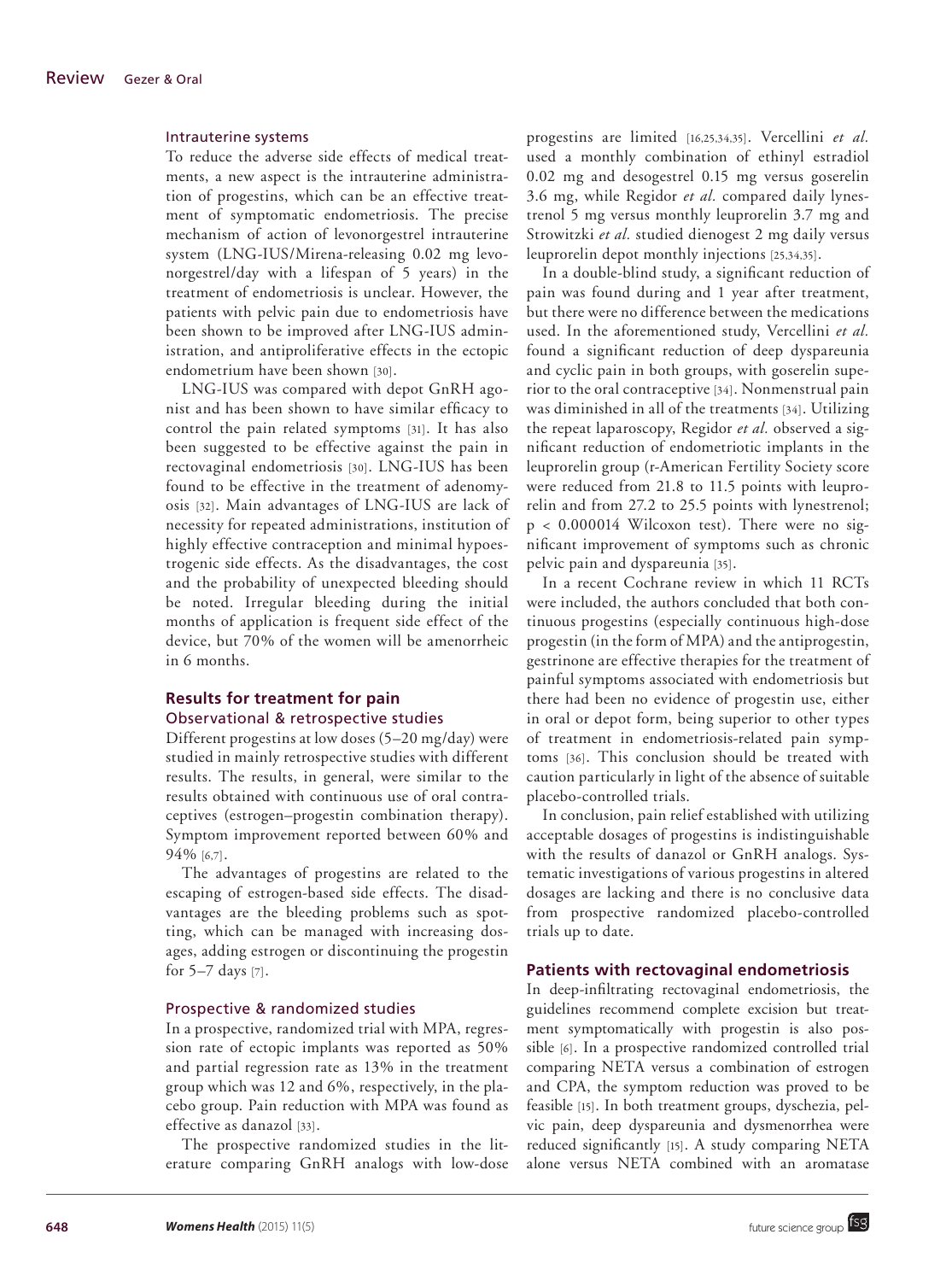### Intrauterine systems

To reduce the adverse side effects of medical treatments, a new aspect is the intrauterine administration of progestins, which can be an effective treatment of symptomatic endometriosis. The precise mechanism of action of levonorgestrel intrauterine system (LNG-IUS/Mirena-releasing 0.02 mg levonorgestrel/day with a lifespan of 5 years) in the treatment of endometriosis is unclear. However, the patients with pelvic pain due to endometriosis have been shown to be improved after LNG-IUS administration, and antiproliferative effects in the ectopic endometrium have been shown [30].

LNG-IUS was compared with depot GnRH agonist and has been shown to have similar efficacy to control the pain related symptoms [31]. It has also been suggested to be effective against the pain in rectovaginal endometriosis [30]. LNG-IUS has been found to be effective in the treatment of adenomyosis [32]. Main advantages of LNG-IUS are lack of necessity for repeated administrations, institution of highly effective contraception and minimal hypoestrogenic side effects. As the disadvantages, the cost and the probability of unexpected bleeding should be noted. Irregular bleeding during the initial months of application is frequent side effect of the device, but 70% of the women will be amenorrheic in 6 months.

## Results for treatment for pain

### Observational & retrospective studies

Different progestins at low doses (5–20 mg/day) were studied in mainly retrospective studies with different results. The results, in general, were similar to the results obtained with continuous use of oral contraceptives (estrogen–progestin combination therapy). Symptom improvement reported between 60% and 94% [6,7].

The advantages of progestins are related to the escaping of estrogen-based side effects. The disadvantages are the bleeding problems such as spotting, which can be managed with increasing dosages, adding estrogen or discontinuing the progestin for 5–7 days [7].

### Prospective & randomized studies

In a prospective, randomized trial with MPA, regression rate of ectopic implants was reported as 50% and partial regression rate as 13% in the treatment group which was 12 and 6%, respectively, in the placebo group. Pain reduction with MPA was found as effective as danazol [33].

The prospective randomized studies in the literature comparing GnRH analogs with low-dose progestins are limited [16,25,34,35]. Vercellini *et al.* used a monthly combination of ethinyl estradiol 0.02 mg and desogestrel 0.15 mg versus goserelin 3.6 mg, while Regidor *et al.* compared daily lynestrenol 5 mg versus monthly leuprorelin 3.7 mg and Strowitzki *et al.* studied dienogest 2 mg daily versus leuprorelin depot monthly injections [25,34,35].

In a double-blind study, a significant reduction of pain was found during and 1 year after treatment, but there were no difference between the medications used. In the aforementioned study, Vercellini *et al.* found a significant reduction of deep dyspareunia and cyclic pain in both groups, with goserelin superior to the oral contraceptive [34]. Nonmenstrual pain was diminished in all of the treatments [34]. Utilizing the repeat laparoscopy, Regidor *et al.* observed a significant reduction of endometriotic implants in the leuprorelin group (r-American Fertility Society score were reduced from 21.8 to 11.5 points with leuprorelin and from 27.2 to 25.5 points with lynestrenol; $p < 0.000014$ Wilcoxon test). There were no significant improvement of symptoms such as chronic pelvic pain and dyspareunia [35].

In a recent Cochrane review in which 11 RCTs were included, the authors concluded that both continuous progestins (especially continuous high-dose progestin (in the form of MPA) and the antiprogestin, gestrinone are effective therapies for the treatment of painful symptoms associated with endometriosis but there had been no evidence of progestin use, either in oral or depot form, being superior to other types of treatment in endometriosis-related pain symptoms [36]. This conclusion should be treated with caution particularly in light of the absence of suitable placebo-controlled trials.

In conclusion, pain relief established with utilizing acceptable dosages of progestins is indistinguishable with the results of danazol or GnRH analogs. Systematic investigations of various progestins in altered dosages are lacking and there is no conclusive data from prospective randomized placebo-controlled trials up to date.

## Patients with rectovaginal endometriosis

In deep-infiltrating rectovaginal endometriosis, the guidelines recommend complete excision but treatment symptomatically with progestin is also possible [6]. In a prospective randomized controlled trial comparing NETA versus a combination of estrogen and CPA, the symptom reduction was proved to be feasible [15]. In both treatment groups, dyschezia, pelvic pain, deep dyspareunia and dysmenorrhea were reduced significantly [15]. A study comparing NETA alone versus NETA combined with an aromatase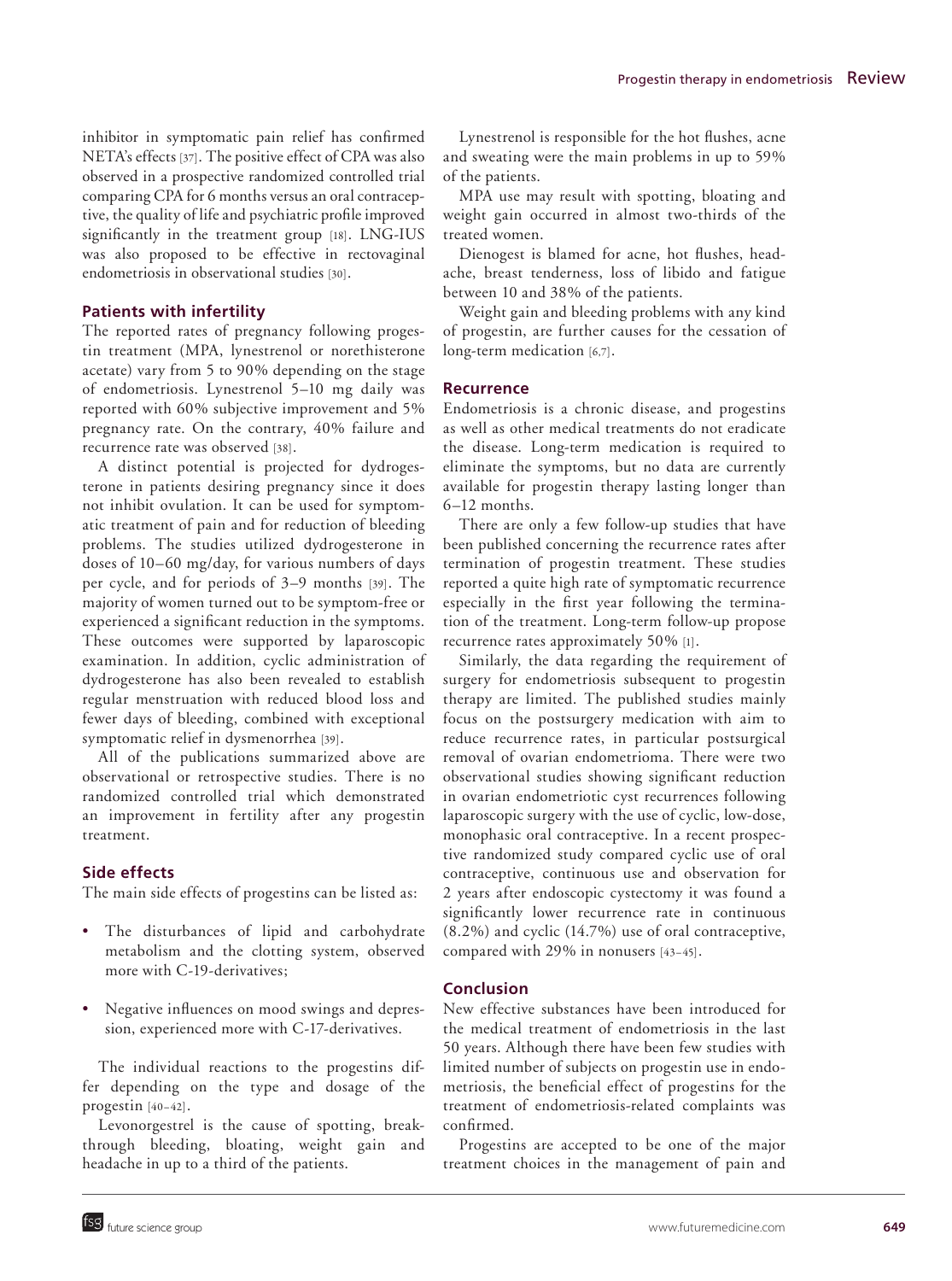inhibitor in symptomatic pain relief has confirmed NETA's effects [37]. The positive effect of CPA was also observed in a prospective randomized controlled trial comparing CPA for 6 months versus an oral contraceptive, the quality of life and psychiatric profile improved significantly in the treatment group [18]. LNG-IUS was also proposed to be effective in rectovaginal endometriosis in observational studies [30].

### Patients with infertility

The reported rates of pregnancy following progestin treatment (MPA, lynestrenol or norethisterone acetate) vary from 5 to 90% depending on the stage of endometriosis. Lynestrenol 5–10 mg daily was reported with 60% subjective improvement and 5% pregnancy rate. On the contrary, 40% failure and recurrence rate was observed [38].

A distinct potential is projected for dydrogesterone in patients desiring pregnancy since it does not inhibit ovulation. It can be used for symptomatic treatment of pain and for reduction of bleeding problems. The studies utilized dydrogesterone in doses of 10–60 mg/day, for various numbers of days per cycle, and for periods of 3–9 months [39]. The majority of women turned out to be symptom-free or experienced a significant reduction in the symptoms. These outcomes were supported by laparoscopic examination. In addition, cyclic administration of dydrogesterone has also been revealed to establish regular menstruation with reduced blood loss and fewer days of bleeding, combined with exceptional symptomatic relief in dysmenorrhea [39].

All of the publications summarized above are observational or retrospective studies. There is no randomized controlled trial which demonstrated an improvement in fertility after any progestin treatment.

### Side effects

The main side effects of progestins can be listed as:

- The disturbances of lipid and carbohydrate metabolism and the clotting system, observed more with C-19-derivatives;
- Negative influences on mood swings and depression, experienced more with C-17-derivatives.

The individual reactions to the progestins differ depending on the type and dosage of the progestin [40–42].

Levonorgestrel is the cause of spotting, breakthrough bleeding, bloating, weight gain and headache in up to a third of the patients.

Lynestrenol is responsible for the hot flushes, acne and sweating were the main problems in up to 59% of the patients.

MPA use may result with spotting, bloating and weight gain occurred in almost two-thirds of the treated women.

Dienogest is blamed for acne, hot flushes, headache, breast tenderness, loss of libido and fatigue between 10 and 38% of the patients.

Weight gain and bleeding problems with any kind of progestin, are further causes for the cessation of long-term medication [6,7].

### Recurrence

Endometriosis is a chronic disease, and progestins as well as other medical treatments do not eradicate the disease. Long-term medication is required to eliminate the symptoms, but no data are currently available for progestin therapy lasting longer than 6–12 months.

There are only a few follow-up studies that have been published concerning the recurrence rates after termination of progestin treatment. These studies reported a quite high rate of symptomatic recurrence especially in the first year following the termination of the treatment. Long-term follow-up propose recurrence rates approximately 50% [1].

Similarly, the data regarding the requirement of surgery for endometriosis subsequent to progestin therapy are limited. The published studies mainly focus on the postsurgery medication with aim to reduce recurrence rates, in particular postsurgical removal of ovarian endometrioma. There were two observational studies showing significant reduction in ovarian endometriotic cyst recurrences following laparoscopic surgery with the use of cyclic, low-dose, monophasic oral contraceptive. In a recent prospective randomized study compared cyclic use of oral contraceptive, continuous use and observation for 2 years after endoscopic cystectomy it was found a significantly lower recurrence rate in continuous (8.2%) and cyclic (14.7%) use of oral contraceptive, compared with 29% in nonusers [43–45].

### Conclusion

New effective substances have been introduced for the medical treatment of endometriosis in the last 50 years. Although there have been few studies with limited number of subjects on progestin use in endometriosis, the beneficial effect of progestins for the treatment of endometriosis-related complaints was confirmed.

Progestins are accepted to be one of the major treatment choices in the management of pain and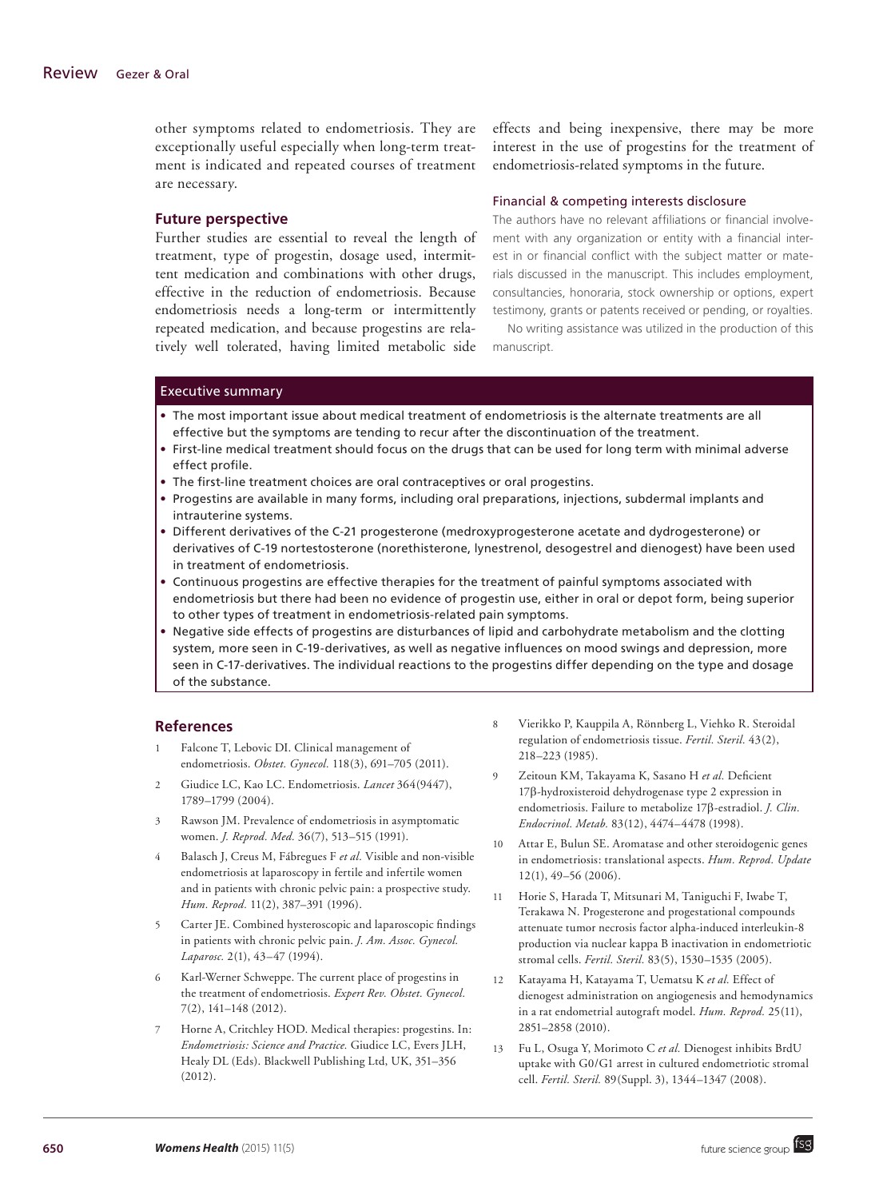other symptoms related to endometriosis. They are exceptionally useful especially when long-term treatment is indicated and repeated courses of treatment are necessary.

## Future perspective

Further studies are essential to reveal the length of treatment, type of progestin, dosage used, intermittent medication and combinations with other drugs, effective in the reduction of endometriosis. Because endometriosis needs a long-term or intermittently repeated medication, and because progestins are relatively well tolerated, having limited metabolic side effects and being inexpensive, there may be more interest in the use of progestins for the treatment of endometriosis-related symptoms in the future.

### Financial & competing interests disclosure

The authors have no relevant affiliations or financial involvement with any organization or entity with a financial interest in or financial conflict with the subject matter or materials discussed in the manuscript. This includes employment, consultancies, honoraria, stock ownership or options, expert testimony, grants or patents received or pending, or royalties.

No writing assistance was utilized in the production of this manuscript.

### Executive summary

- The most important issue about medical treatment of endometriosis is the alternate treatments are all effective but the symptoms are tending to recur after the discontinuation of the treatment.
- First-line medical treatment should focus on the drugs that can be used for long term with minimal adverse effect profile.
- The first-line treatment choices are oral contraceptives or oral progestins.
- Progestins are available in many forms, including oral preparations, injections, subdermal implants and intrauterine systems.
- Different derivatives of the C-21 progesterone (medroxyprogesterone acetate and dydrogesterone) or derivatives of C-19 nortestosterone (norethisterone, lynestrenol, desogestrel and dienogest) have been used in treatment of endometriosis.
- Continuous progestins are effective therapies for the treatment of painful symptoms associated with endometriosis but there had been no evidence of progestin use, either in oral or depot form, being superior to other types of treatment in endometriosis-related pain symptoms.
- Negative side effects of progestins are disturbances of lipid and carbohydrate metabolism and the clotting system, more seen in C-19-derivatives, as well as negative influences on mood swings and depression, more seen in C-17-derivatives. The individual reactions to the progestins differ depending on the type and dosage of the substance.

## References

1. Falcone T, Lebovic DI. Clinical management of endometriosis. *Obstet. Gynecol.* 118(3), 691–705 (2011).
2. Giudice LC, Kao LC. Endometriosis. *Lancet* 364(9447), 1789–1799 (2004).
3. Rawson JM. Prevalence of endometriosis in asymptomatic women. *J. Reprod. Med.* 36(7), 513–515 (1991).
4. Balasch J, Creus M, Fábregues F *et al.* Visible and non-visible endometriosis at laparoscopy in fertile and infertile women and in patients with chronic pelvic pain: a prospective study. *Hum. Reprod.* 11(2), 387–391 (1996).
5. Carter JE. Combined hysteroscopic and laparoscopic findings in patients with chronic pelvic pain. *J. Am. Assoc. Gynecol. Laparosc.* 2(1), 43–47 (1994).
6. Karl-Werner Schweppe. The current place of progestins in the treatment of endometriosis. *Expert Rev. Obstet. Gynecol.* 7(2), 141–148 (2012).
7. Horne A, Critchley HOD. Medical therapies: progestins. In: *Endometriosis: Science and Practice.* Giudice LC, Evers JLH, Healy DL (Eds). Blackwell Publishing Ltd, UK, 351–356 (2012).
8. Vierikko P, Kauppila A, Rönnberg L, Viehko R. Steroidal regulation of endometriosis tissue. *Fertil. Steril.* 43(2), 218–223 (1985).
9. Zeitoun KM, Takayama K, Sasano H *et al.* Deficient 17β-hydroxisteroid dehydrogenase type 2 expression in endometriosis. Failure to metabolize 17β-estradiol. *J. Clin. Endocrinol. Metab.* 83(12), 4474–4478 (1998).
10. Attar E, Bulun SE. Aromatase and other steroidogenic genes in endometriosis: translational aspects. *Hum. Reprod. Update* 12(1), 49–56 (2006).
11. Horie S, Harada T, Mitsunari M, Taniguchi F, Iwabe T, Terakawa N. Progesterone and progestational compounds attenuate tumor necrosis factor alpha-induced interleukin-8 production via nuclear kappa B inactivation in endometriotic stromal cells. *Fertil. Steril.* 83(5), 1530–1535 (2005).
12. Katayama H, Katayama T, Uematsu K *et al.* Effect of dienogest administration on angiogenesis and hemodynamics in a rat endometrial autograft model. *Hum. Reprod.* 25(11), 2851–2858 (2010).
13. Fu L, Osuga Y, Morimoto C *et al.* Dienogest inhibits BrdU uptake with G0/G1 arrest in cultured endometriotic stromal cell. *Fertil. Steril.* 89(Suppl. 3), 1344–1347 (2008).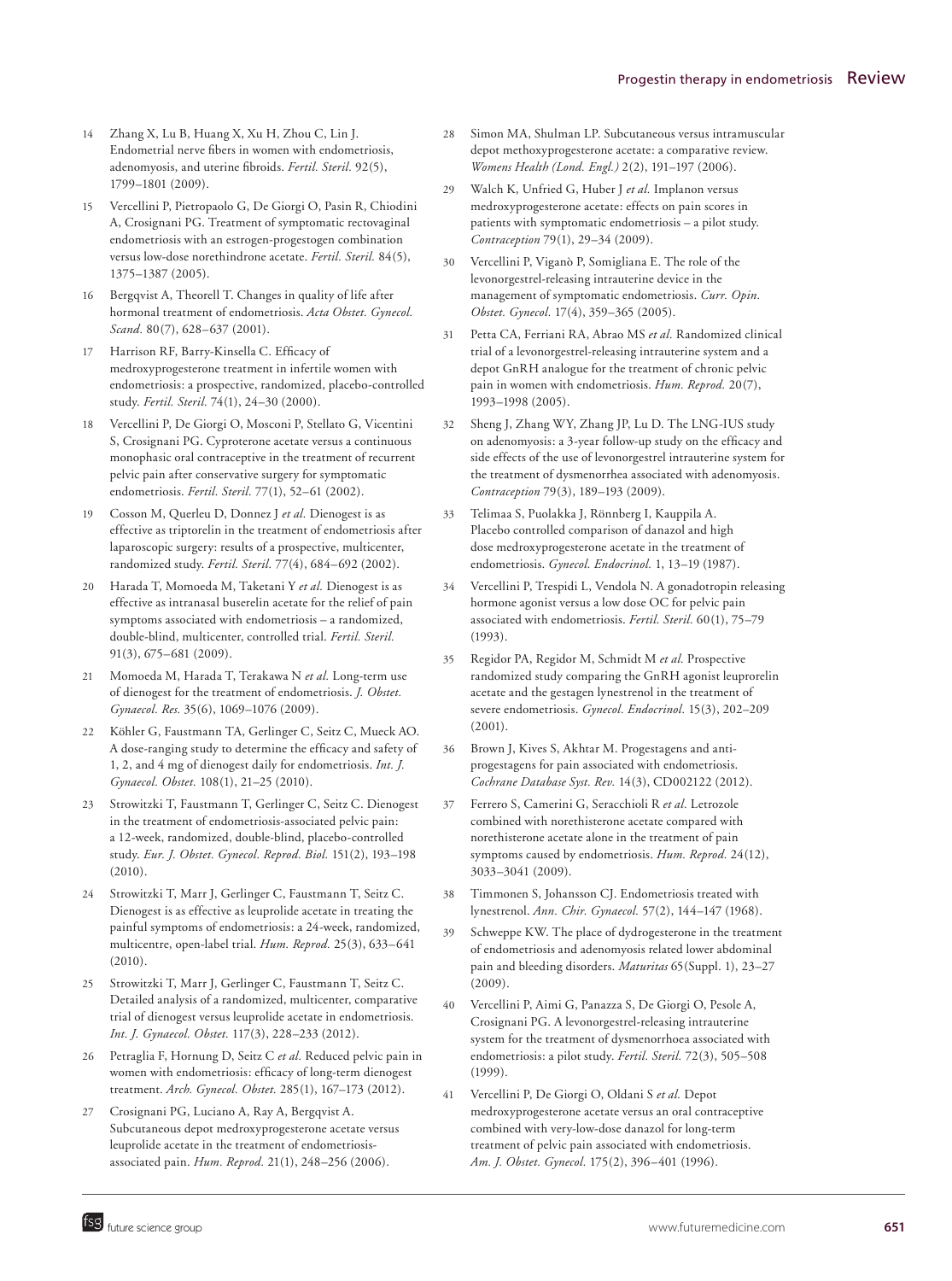14 Zhang X, Lu B, Huang X, Xu H, Zhou C, Lin J. Endometrial nerve fibers in women with endometriosis, adenomyosis, and uterine fibroids. *Fertil. Steril.* 92(5), 1799–1801 (2009).

15 Vercellini P, Pietropaolo G, De Giorgi O, Pasin R, Chiodini A, Crosignani PG. Treatment of symptomatic rectovaginal endometriosis with an estrogen-progestogen combination versus low-dose norethindrone acetate. *Fertil. Steril.* 84(5), 1375–1387 (2005).

16 Bergqvist A, Theorell T. Changes in quality of life after hormonal treatment of endometriosis. *Acta Obstet. Gynecol. Scand.* 80(7), 628–637 (2001).

17 Harrison RF, Barry-Kinsella C. Efficacy of medroxyprogesterone treatment in infertile women with endometriosis: a prospective, randomized, placebo-controlled study. *Fertil. Steril.* 74(1), 24–30 (2000).

18 Vercellini P, De Giorgi O, Mosconi P, Stellato G, Vicentini S, Crosignani PG. Cyproterone acetate versus a continuous monophasic oral contraceptive in the treatment of recurrent pelvic pain after conservative surgery for symptomatic endometriosis. *Fertil. Steril.* 77(1), 52–61 (2002).

19 Cosson M, Querleu D, Donnez J *et al.* Dienogest is as effective as triptorelin in the treatment of endometriosis after laparoscopic surgery: results of a prospective, multicenter, randomized study. *Fertil. Steril.* 77(4), 684–692 (2002).

20 Harada T, Momoeda M, Taketani Y *et al.* Dienogest is as effective as intranasal buserelin acetate for the relief of pain symptoms associated with endometriosis – a randomized, double-blind, multicenter, controlled trial. *Fertil. Steril.* 91(3), 675–681 (2009).

21 Momoeda M, Harada T, Terakawa N *et al.* Long-term use of dienogest for the treatment of endometriosis. *J. Obstet. Gynaecol. Res.* 35(6), 1069–1076 (2009).

22 Köhler G, Faustmann TA, Gerlinger C, Seitz C, Mueck AO. A dose-ranging study to determine the efficacy and safety of 1, 2, and 4 mg of dienogest daily for endometriosis. *Int. J. Gynaecol. Obstet.* 108(1), 21–25 (2010).

23 Strowitzki T, Faustmann T, Gerlinger C, Seitz C. Dienogest in the treatment of endometriosis-associated pelvic pain: a 12-week, randomized, double-blind, placebo-controlled study. *Eur. J. Obstet. Gynecol. Reprod. Biol.* 151(2), 193–198 (2010).

24 Strowitzki T, Marr J, Gerlinger C, Faustmann T, Seitz C. Dienogest is as effective as leuprolide acetate in treating the painful symptoms of endometriosis: a 24-week, randomized, multicentre, open-label trial. *Hum. Reprod.* 25(3), 633–641 (2010).

25 Strowitzki T, Marr J, Gerlinger C, Faustmann T, Seitz C. Detailed analysis of a randomized, multicenter, comparative trial of dienogest versus leuprolide acetate in endometriosis. *Int. J. Gynaecol. Obstet.* 117(3), 228–233 (2012).

26 Petraglia F, Hornung D, Seitz C *et al.* Reduced pelvic pain in women with endometriosis: efficacy of long-term dienogest treatment. *Arch. Gynecol. Obstet.* 285(1), 167–173 (2012).

27 Crosignani PG, Luciano A, Ray A, Bergqvist A. Subcutaneous depot medroxyprogesterone acetate versus leuprolide acetate in the treatment of endometriosis-associated pain. *Hum. Reprod.* 21(1), 248–256 (2006).

28 Simon MA, Shulman LP. Subcutaneous versus intramuscular depot methoxyprogesterone acetate: a comparative review. *Womens Health (Lond. Engl.)* 2(2), 191–197 (2006).

29 Walch K, Unfried G, Huber J *et al.* Implanon versus medroxyprogesterone acetate: effects on pain scores in patients with symptomatic endometriosis – a pilot study. *Contraception* 79(1), 29–34 (2009).

30 Vercellini P, Viganò P, Somigliana E. The role of the levonorgestrel-releasing intrauterine device in the management of symptomatic endometriosis. *Curr. Opin. Obstet. Gynecol.* 17(4), 359–365 (2005).

31 Petta CA, Ferriani RA, Abrao MS *et al.* Randomized clinical trial of a levonorgestrel-releasing intrauterine system and a depot GnRH analogue for the treatment of chronic pelvic pain in women with endometriosis. *Hum. Reprod.* 20(7), 1993–1998 (2005).

32 Sheng J, Zhang WY, Zhang JP, Lu D. The LNG-IUS study on adenomyosis: a 3-year follow-up study on the efficacy and side effects of the use of levonorgestrel intrauterine system for the treatment of dysmenorrhea associated with adenomyosis. *Contraception* 79(3), 189–193 (2009).

33 Telimaa S, Puolakka J, Rönnberg I, Kauppila A. Placebo controlled comparison of danazol and high dose medroxyprogesterone acetate in the treatment of endometriosis. *Gynecol. Endocrinol.* 1, 13–19 (1987).

34 Vercellini P, Trespidi L, Vendola N. A gonadotropin releasing hormone agonist versus a low dose OC for pelvic pain associated with endometriosis. *Fertil. Steril.* 60(1), 75–79 (1993).

35 Regidor PA, Regidor M, Schmidt M *et al.* Prospective randomized study comparing the GnRH agonist leuprorelin acetate and the gestagen lynestrenol in the treatment of severe endometriosis. *Gynecol. Endocrinol.* 15(3), 202–209 (2001).

36 Brown J, Kives S, Akhtar M. Progestagens and anti-progestagens for pain associated with endometriosis. *Cochrane Database Syst. Rev.* 14(3), CD002122 (2012).

37 Ferrero S, Camerini G, Seracchioli R *et al.* Letrozole combined with norethisterone acetate compared with norethisterone acetate alone in the treatment of pain symptoms caused by endometriosis. *Hum. Reprod.* 24(12), 3033–3041 (2009).

38 Timmonen S, Johansson CJ. Endometriosis treated with lynestrenol. *Ann. Chir. Gynaecol.* 57(2), 144–147 (1968).

39 Schweppe KW. The place of dydrogesterone in the treatment of endometriosis and adenomyosis related lower abdominal pain and bleeding disorders. *Maturitas* 65(Suppl. 1), 23–27 (2009).

40 Vercellini P, Aimi G, Panazza S, De Giorgi O, Pesole A, Crosignani PG. A levonorgestrel-releasing intrauterine system for the treatment of dysmenorrhoea associated with endometriosis: a pilot study. *Fertil. Steril.* 72(3), 505–508 (1999).

41 Vercellini P, De Giorgi O, Oldani S *et al.* Depot medroxyprogesterone acetate versus an oral contraceptive combined with very-low-dose danazol for long-term treatment of pelvic pain associated with endometriosis. *Am. J. Obstet. Gynecol.* 175(2), 396–401 (1996).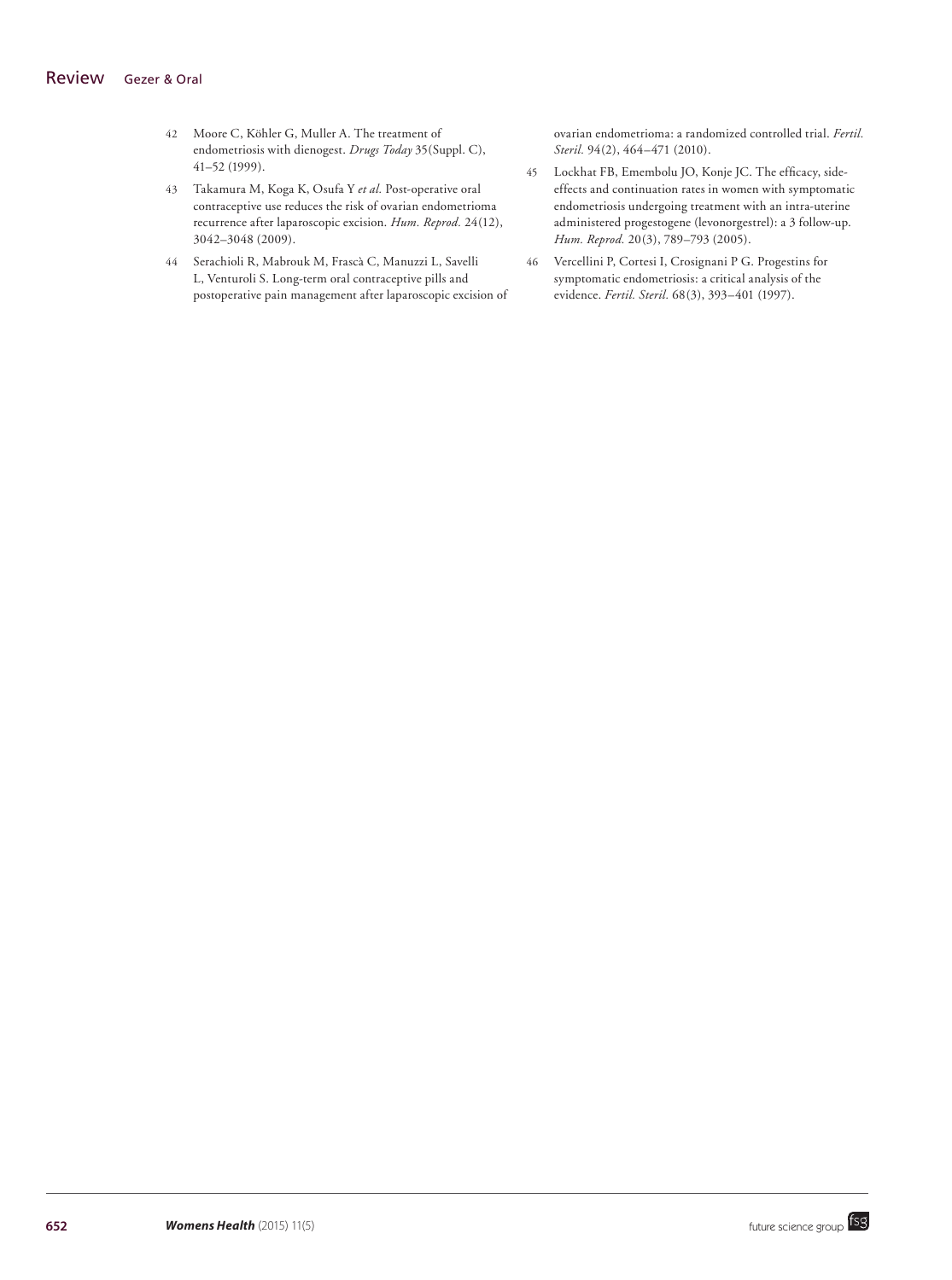42 Moore C, Köhler G, Muller A. The treatment of endometriosis with dienogest. *Drugs Today* 35(Suppl. C), 41–52 (1999).

43 Takamura M, Koga K, Osufa Y *et al.* Post-operative oral contraceptive use reduces the risk of ovarian endometrioma recurrence after laparoscopic excision. *Hum. Reprod.* 24(12), 3042–3048 (2009).

44 Serachioli R, Mabrouk M, Frascà C, Manuzzi L, Savelli L, Venturoli S. Long-term oral contraceptive pills and postoperative pain management after laparoscopic excision of ovarian endometrioma: a randomized controlled trial. *Fertil. Steril.* 94(2), 464–471 (2010).

45 Lockhat FB, Emembolu JO, Konje JC. The efficacy, side-effects and continuation rates in women with symptomatic endometriosis undergoing treatment with an intra-uterine administered progestogene (levonorgestrel): a 3 follow-up. *Hum. Reprod.* 20(3), 789–793 (2005).

46 Vercellini P, Cortesi I, Crosignani P G. Progestins for symptomatic endometriosis: a critical analysis of the evidence. *Fertil. Steril.* 68(3), 393–401 (1997).